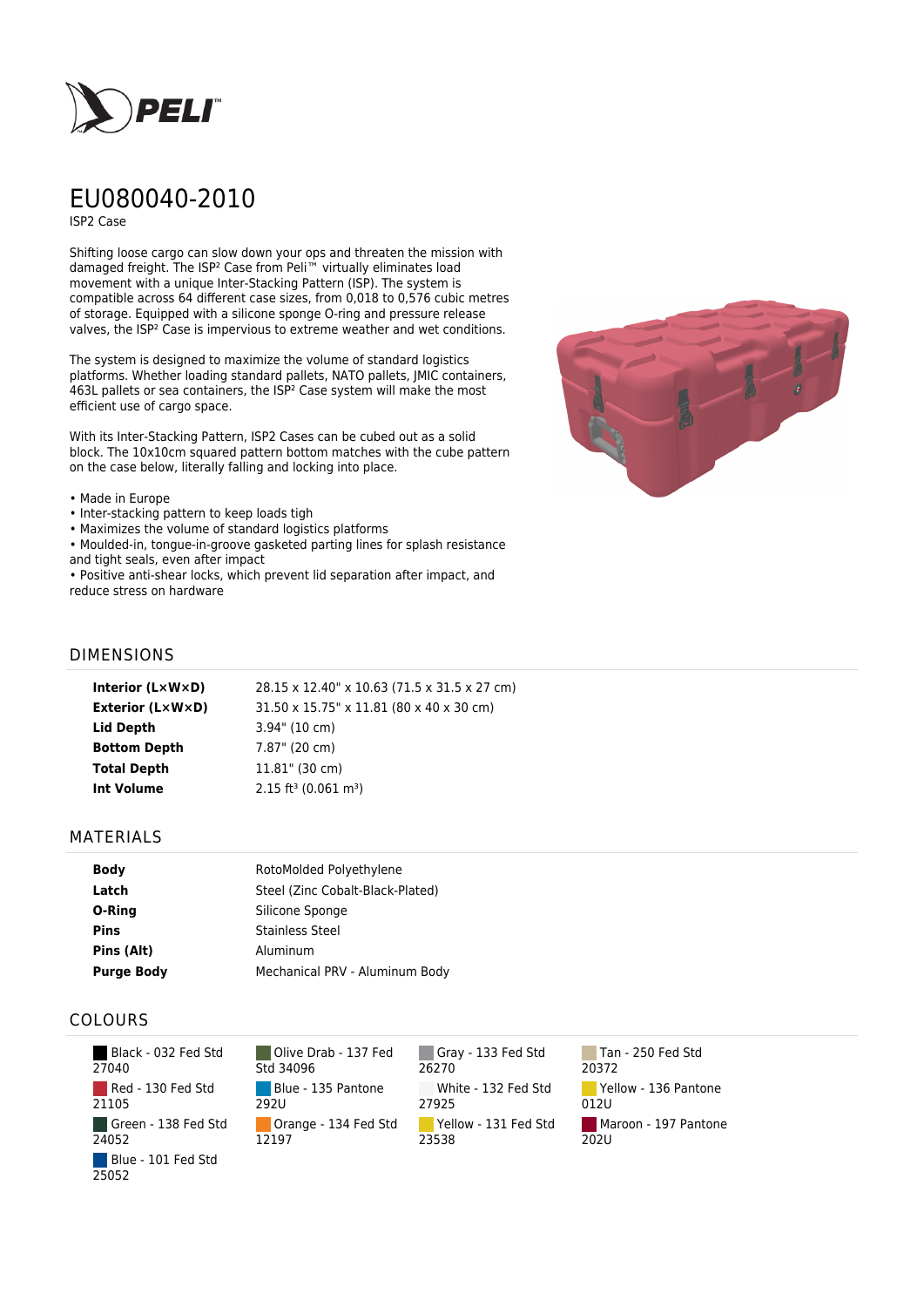# EU080040-2010

ISP2 Case

Shifting loose cargo can slow down your ops and threaten the mission with damaged freight. The ISP² Case from Peli™ virtually eliminates load movement with a unique Inter-Stacking Pattern (ISP). The system is compatible across 64 different case sizes, from 0,018 to 0,576 cubic metres of storage. Equipped with a silicone sponge O-ring and pressure release valves, the ISP² Case is impervious to extreme weather and wet conditions.

The system is designed to maximize the volume of standard logistics platforms. Whether loading standard pallets, NATO pallets, JMIC containers, 463L pallets or sea containers, the ISP² Case system will make the most efficient use of cargo space.

With its Inter-Stacking Pattern, ISP2 Cases can be cubed out as a solid block. The 10x10cm squared pattern bottom matches with the cube pattern on the case below, literally falling and locking into place.

- Made in Europe
- Inter-stacking pattern to keep loads tigh
- Maximizes the volume of standard logistics platforms
- Moulded-in, tongue-in-groove gasketed parting lines for splash resistance and tight seals, even after impact
- Positive anti-shear locks, which prevent lid separation after impact, and reduce stress on hardware

## DIMENSIONS

| | |
|---|---|
| **Interior (L×W×D)** | 28.15 x 12.40" x 10.63 (71.5 x 31.5 x 27 cm) |
| **Exterior (L×W×D)** | 31.50 x 15.75" x 11.81 (80 x 40 x 30 cm) |
| **Lid Depth** | 3.94" (10 cm) |
| **Bottom Depth** | 7.87" (20 cm) |
| **Total Depth** | 11.81" (30 cm) |
| **Int Volume** | 2.15 ft³ (0.061 m³) |

## MATERIALS

| | |
|---|---|
| **Body** | RotoMolded Polyethylene |
| **Latch** | Steel (Zinc Cobalt-Black-Plated) |
| **O-Ring** | Silicone Sponge |
| **Pins** | Stainless Steel |
| **Pins (Alt)** | Aluminum |
| **Purge Body** | Mechanical PRV - Aluminum Body |

## COLOURS

- Black - 032 Fed Std 27040
- Red - 130 Fed Std 21105
- Green - 138 Fed Std 24052
- Blue - 101 Fed Std 25052
- Olive Drab - 137 Fed Std 34096
- Blue - 135 Pantone 292U
- Orange - 134 Fed Std 12197
- Gray - 133 Fed Std 26270
- White - 132 Fed Std 27925
- Yellow - 131 Fed Std 23538
- Tan - 250 Fed Std 20372
- Yellow - 136 Pantone 012U
- Maroon - 197 Pantone 202U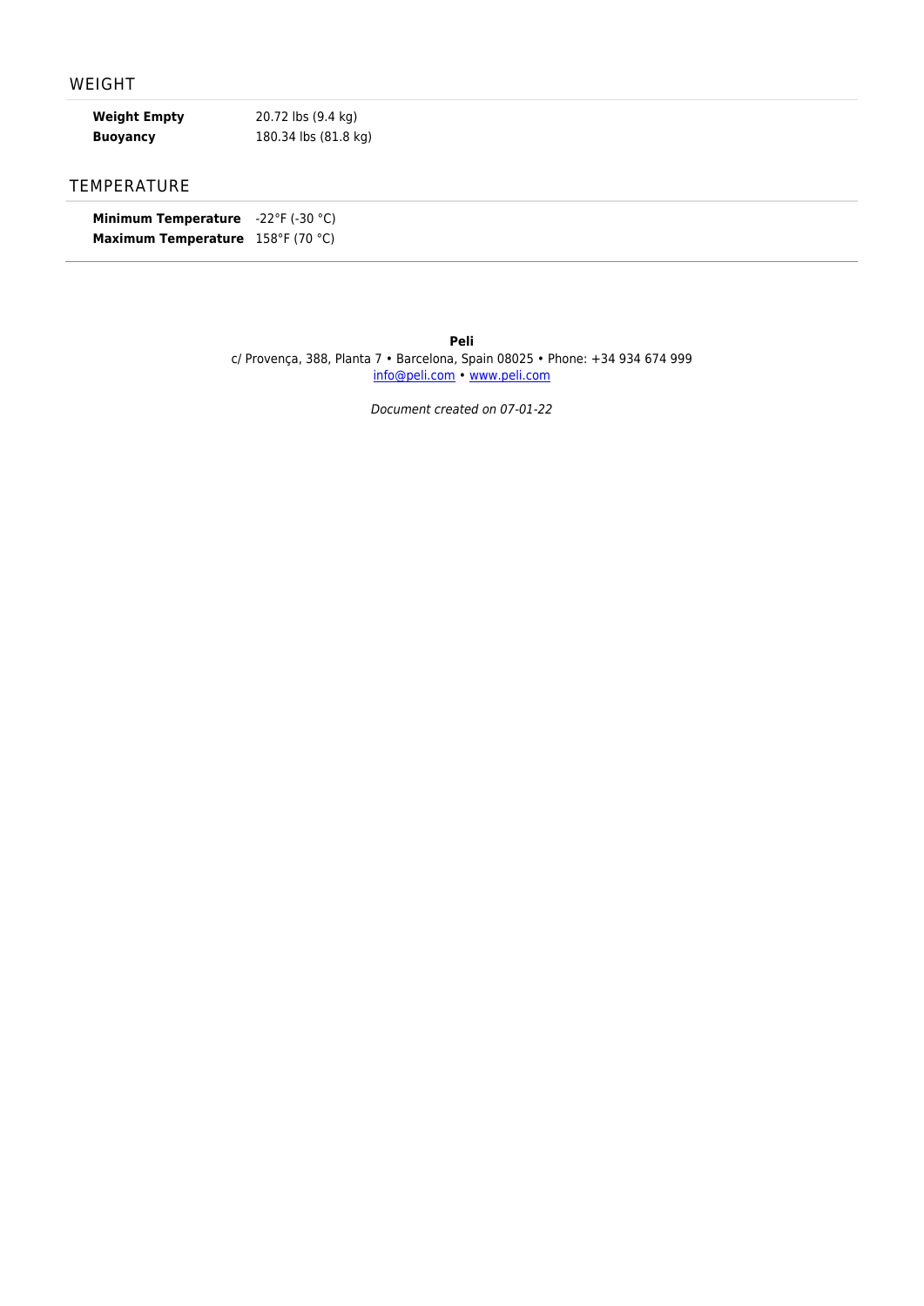## WEIGHT

| | |
|---|---|
| **Weight Empty** | 20.72 lbs (9.4 kg) |
| **Buoyancy** | 180.34 lbs (81.8 kg) |

## TEMPERATURE

| | |
|---|---|
| **Minimum Temperature** | -22°F (-30 °C) |
| **Maximum Temperature** | 158°F (70 °C) |

**Peli**
c/ Provença, 388, Planta 7 • Barcelona, Spain 08025 • Phone: +34 934 674 999
info@peli.com • www.peli.com

*Document created on 07-01-22*